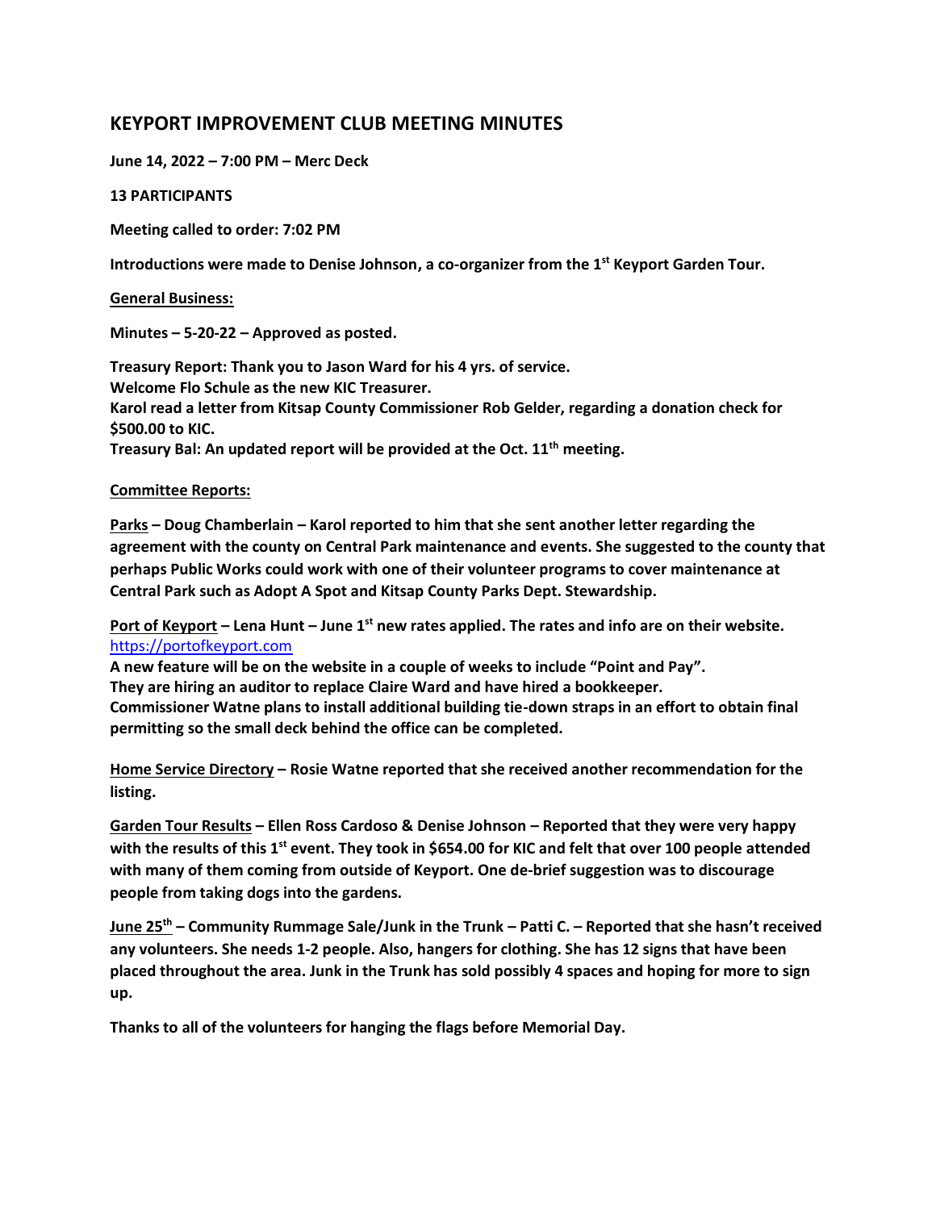## KEYPORT IMPROVEMENT CLUB MEETING MINUTES

**June 14, 2022 – 7:00 PM – Merc Deck**

**13 PARTICIPANTS**

**Meeting called to order: 7:02 PM**

**Introductions were made to Denise Johnson, a co-organizer from the 1st Keyport Garden Tour.**

**General Business:**

**Minutes – 5-20-22 – Approved as posted.**

**Treasury Report: Thank you to Jason Ward for his 4 yrs. of service.**
**Welcome Flo Schule as the new KIC Treasurer.**
**Karol read a letter from Kitsap County Commissioner Rob Gelder, regarding a donation check for $500.00 to KIC.**
**Treasury Bal: An updated report will be provided at the Oct. 11th meeting.**

**Committee Reports:**

**Parks – Doug Chamberlain – Karol reported to him that she sent another letter regarding the agreement with the county on Central Park maintenance and events. She suggested to the county that perhaps Public Works could work with one of their volunteer programs to cover maintenance at Central Park such as Adopt A Spot and Kitsap County Parks Dept. Stewardship.**

**Port of Keyport – Lena Hunt – June 1st new rates applied. The rates and info are on their website.** https://portofkeyport.com
**A new feature will be on the website in a couple of weeks to include "Point and Pay".**
**They are hiring an auditor to replace Claire Ward and have hired a bookkeeper.**
**Commissioner Watne plans to install additional building tie-down straps in an effort to obtain final permitting so the small deck behind the office can be completed.**

**Home Service Directory – Rosie Watne reported that she received another recommendation for the listing.**

**Garden Tour Results – Ellen Ross Cardoso & Denise Johnson – Reported that they were very happy with the results of this 1st event. They took in $654.00 for KIC and felt that over 100 people attended with many of them coming from outside of Keyport. One de-brief suggestion was to discourage people from taking dogs into the gardens.**

**June 25th – Community Rummage Sale/Junk in the Trunk – Patti C. – Reported that she hasn't received any volunteers. She needs 1-2 people. Also, hangers for clothing. She has 12 signs that have been placed throughout the area. Junk in the Trunk has sold possibly 4 spaces and hoping for more to sign up.**

**Thanks to all of the volunteers for hanging the flags before Memorial Day.**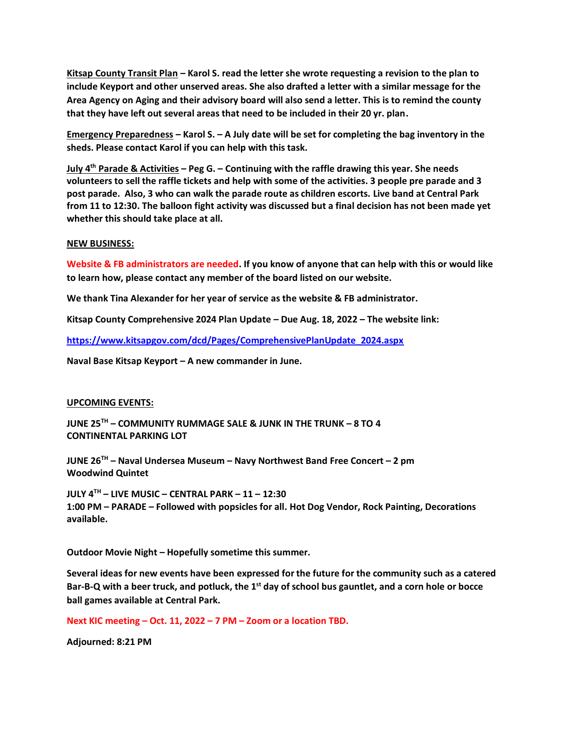**Kitsap County Transit Plan – Karol S. read the letter she wrote requesting a revision to the plan to include Keyport and other unserved areas. She also drafted a letter with a similar message for the Area Agency on Aging and their advisory board will also send a letter. This is to remind the county that they have left out several areas that need to be included in their 20 yr. plan.**

**Emergency Preparedness – Karol S. – A July date will be set for completing the bag inventory in the sheds. Please contact Karol if you can help with this task.**

**July 4th Parade & Activities – Peg G. – Continuing with the raffle drawing this year. She needs volunteers to sell the raffle tickets and help with some of the activities. 3 people pre parade and 3 post parade. Also, 3 who can walk the parade route as children escorts. Live band at Central Park from 11 to 12:30. The balloon fight activity was discussed but a final decision has not been made yet whether this should take place at all.**

**NEW BUSINESS:**

**Website & FB administrators are needed. If you know of anyone that can help with this or would like to learn how, please contact any member of the board listed on our website.**

**We thank Tina Alexander for her year of service as the website & FB administrator.**

**Kitsap County Comprehensive 2024 Plan Update – Due Aug. 18, 2022 – The website link:**

**https://www.kitsapgov.com/dcd/Pages/ComprehensivePlanUpdate_2024.aspx**

**Naval Base Kitsap Keyport – A new commander in June.**

**UPCOMING EVENTS:**

**JUNE 25TH – COMMUNITY RUMMAGE SALE & JUNK IN THE TRUNK – 8 TO 4**
**CONTINENTAL PARKING LOT**

**JUNE 26TH – Naval Undersea Museum – Navy Northwest Band Free Concert – 2 pm**
**Woodwind Quintet**

**JULY 4TH – LIVE MUSIC – CENTRAL PARK – 11 – 12:30**
**1:00 PM – PARADE – Followed with popsicles for all. Hot Dog Vendor, Rock Painting, Decorations available.**

**Outdoor Movie Night – Hopefully sometime this summer.**

**Several ideas for new events have been expressed for the future for the community such as a catered Bar-B-Q with a beer truck, and potluck, the 1st day of school bus gauntlet, and a corn hole or bocce ball games available at Central Park.**

**Next KIC meeting – Oct. 11, 2022 – 7 PM – Zoom or a location TBD.**

**Adjourned: 8:21 PM**